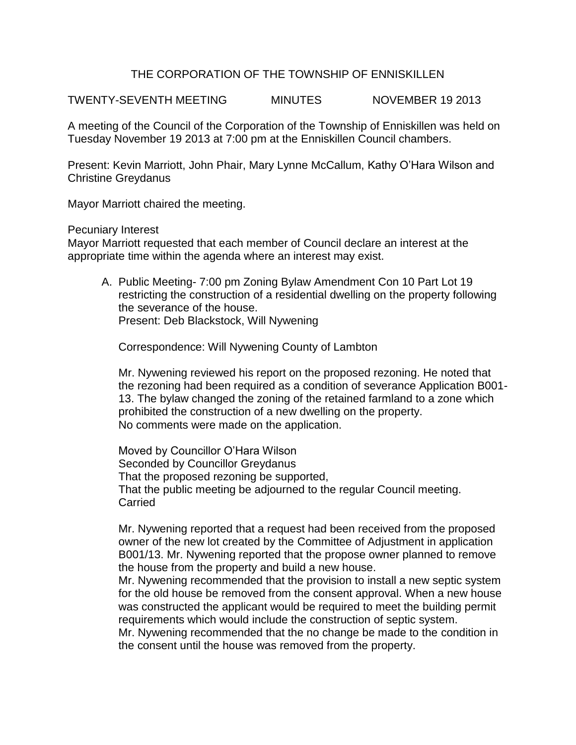# THE CORPORATION OF THE TOWNSHIP OF ENNISKILLEN

TWENTY-SEVENTH MEETING MINUTES NOVEMBER 19 2013

A meeting of the Council of the Corporation of the Township of Enniskillen was held on Tuesday November 19 2013 at 7:00 pm at the Enniskillen Council chambers.

Present: Kevin Marriott, John Phair, Mary Lynne McCallum, Kathy O'Hara Wilson and Christine Greydanus

Mayor Marriott chaired the meeting.

Pecuniary Interest

Mayor Marriott requested that each member of Council declare an interest at the appropriate time within the agenda where an interest may exist.

A. Public Meeting- 7:00 pm Zoning Bylaw Amendment Con 10 Part Lot 19 restricting the construction of a residential dwelling on the property following the severance of the house.
   Present: Deb Blackstock, Will Nywening

   Correspondence: Will Nywening County of Lambton

   Mr. Nywening reviewed his report on the proposed rezoning. He noted that the rezoning had been required as a condition of severance Application B001-13. The bylaw changed the zoning of the retained farmland to a zone which prohibited the construction of a new dwelling on the property.
   No comments were made on the application.

   Moved by Councillor O'Hara Wilson
   Seconded by Councillor Greydanus
   That the proposed rezoning be supported,
   That the public meeting be adjourned to the regular Council meeting.
   Carried

   Mr. Nywening reported that a request had been received from the proposed owner of the new lot created by the Committee of Adjustment in application B001/13. Mr. Nywening reported that the propose owner planned to remove the house from the property and build a new house.
   Mr. Nywening recommended that the provision to install a new septic system for the old house be removed from the consent approval. When a new house was constructed the applicant would be required to meet the building permit requirements which would include the construction of septic system.
   Mr. Nywening recommended that the no change be made to the condition in the consent until the house was removed from the property.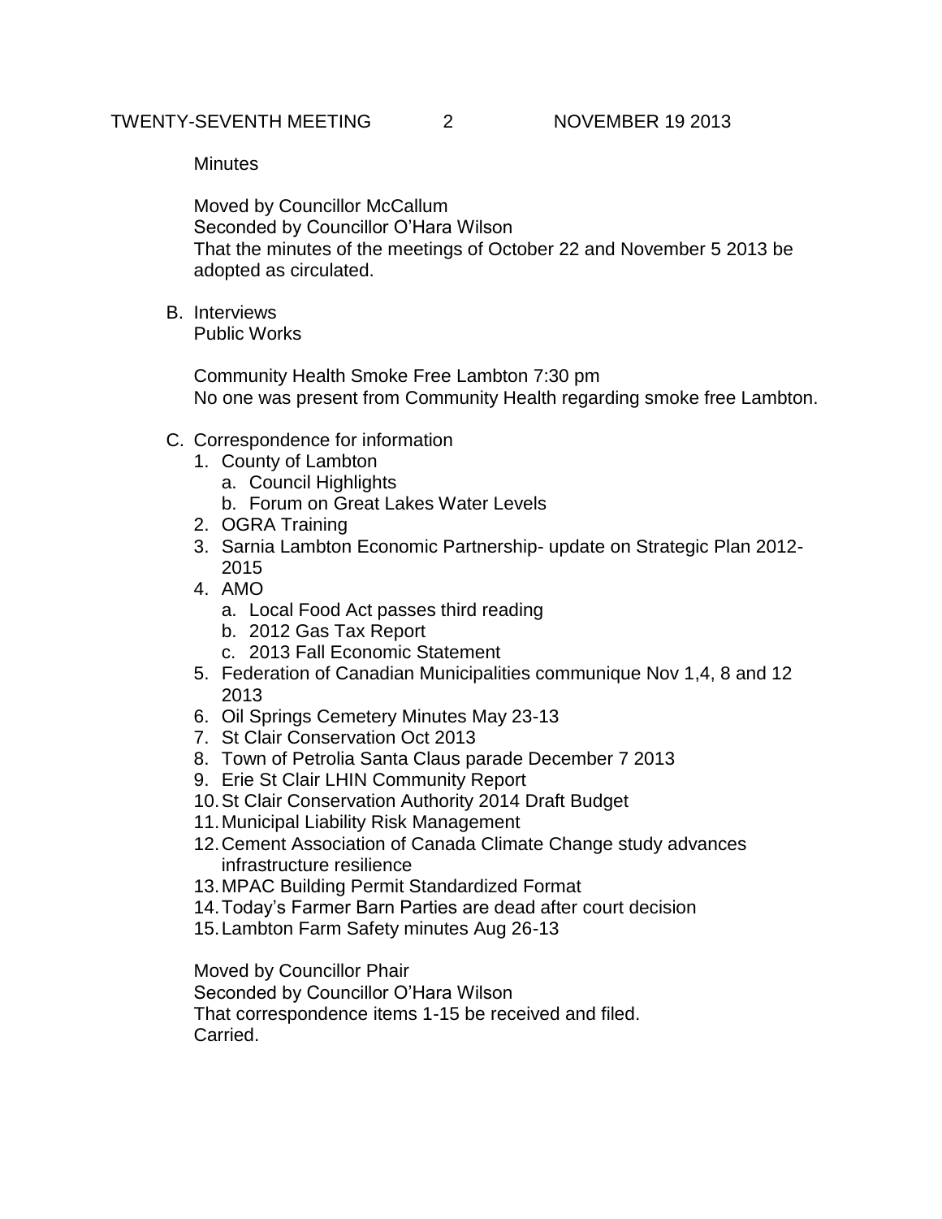Minutes

Moved by Councillor McCallum
Seconded by Councillor O'Hara Wilson
That the minutes of the meetings of October 22 and November 5 2013 be adopted as circulated.

B. Interviews
   Public Works

   Community Health Smoke Free Lambton 7:30 pm
   No one was present from Community Health regarding smoke free Lambton.

C. Correspondence for information
   1. County of Lambton
      a. Council Highlights
      b. Forum on Great Lakes Water Levels
   2. OGRA Training
   3. Sarnia Lambton Economic Partnership- update on Strategic Plan 2012-2015
   4. AMO
      a. Local Food Act passes third reading
      b. 2012 Gas Tax Report
      c. 2013 Fall Economic Statement
   5. Federation of Canadian Municipalities communique Nov 1,4, 8 and 12 2013
   6. Oil Springs Cemetery Minutes May 23-13
   7. St Clair Conservation Oct 2013
   8. Town of Petrolia Santa Claus parade December 7 2013
   9. Erie St Clair LHIN Community Report
   10. St Clair Conservation Authority 2014 Draft Budget
   11. Municipal Liability Risk Management
   12. Cement Association of Canada Climate Change study advances infrastructure resilience
   13. MPAC Building Permit Standardized Format
   14. Today's Farmer Barn Parties are dead after court decision
   15. Lambton Farm Safety minutes Aug 26-13

   Moved by Councillor Phair
   Seconded by Councillor O'Hara Wilson
   That correspondence items 1-15 be received and filed.
   Carried.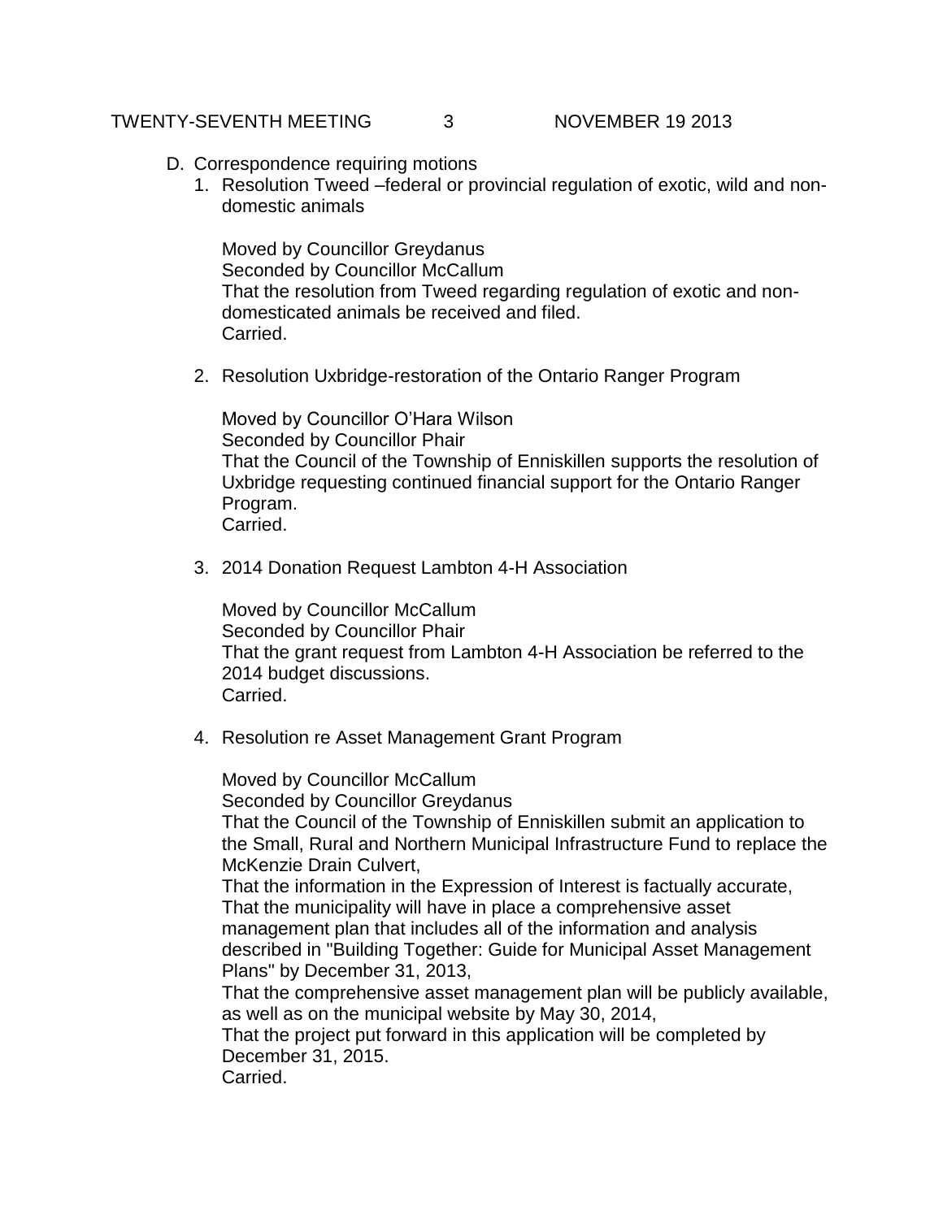D. Correspondence requiring motions

1. Resolution Tweed –federal or provincial regulation of exotic, wild and non-domestic animals

   Moved by Councillor Greydanus
   Seconded by Councillor McCallum
   That the resolution from Tweed regarding regulation of exotic and non-domesticated animals be received and filed.
   Carried.

2. Resolution Uxbridge-restoration of the Ontario Ranger Program

   Moved by Councillor O'Hara Wilson
   Seconded by Councillor Phair
   That the Council of the Township of Enniskillen supports the resolution of Uxbridge requesting continued financial support for the Ontario Ranger Program.
   Carried.

3. 2014 Donation Request Lambton 4-H Association

   Moved by Councillor McCallum
   Seconded by Councillor Phair
   That the grant request from Lambton 4-H Association be referred to the 2014 budget discussions.
   Carried.

4. Resolution re Asset Management Grant Program

   Moved by Councillor McCallum
   Seconded by Councillor Greydanus
   That the Council of the Township of Enniskillen submit an application to the Small, Rural and Northern Municipal Infrastructure Fund to replace the McKenzie Drain Culvert,
   That the information in the Expression of Interest is factually accurate,
   That the municipality will have in place a comprehensive asset management plan that includes all of the information and analysis described in "Building Together: Guide for Municipal Asset Management Plans" by December 31, 2013,
   That the comprehensive asset management plan will be publicly available, as well as on the municipal website by May 30, 2014,
   That the project put forward in this application will be completed by December 31, 2015.
   Carried.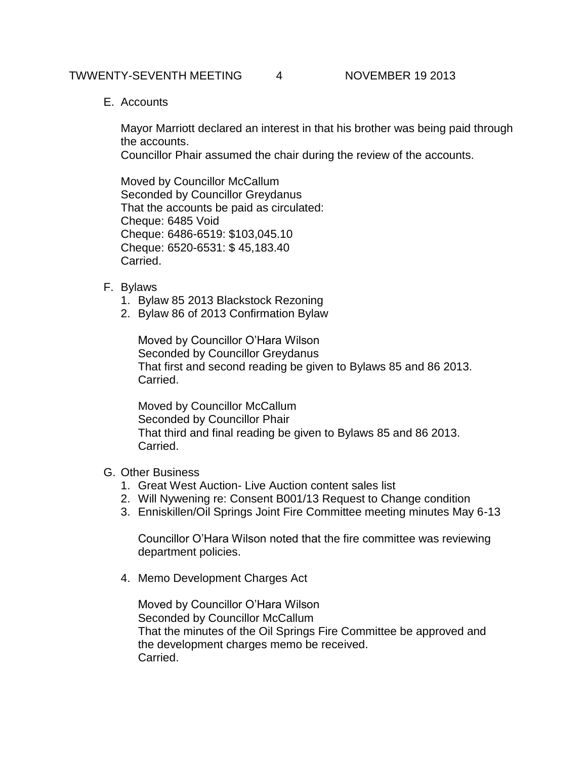E. Accounts

Mayor Marriott declared an interest in that his brother was being paid through the accounts.
Councillor Phair assumed the chair during the review of the accounts.

Moved by Councillor McCallum
Seconded by Councillor Greydanus
That the accounts be paid as circulated:
Cheque: 6485 Void
Cheque: 6486-6519: $103,045.10
Cheque: 6520-6531: $ 45,183.40
Carried.

F. Bylaws
   1. Bylaw 85 2013 Blackstock Rezoning
   2. Bylaw 86 of 2013 Confirmation Bylaw

   Moved by Councillor O'Hara Wilson
   Seconded by Councillor Greydanus
   That first and second reading be given to Bylaws 85 and 86 2013.
   Carried.

   Moved by Councillor McCallum
   Seconded by Councillor Phair
   That third and final reading be given to Bylaws 85 and 86 2013.
   Carried.

G. Other Business
   1. Great West Auction- Live Auction content sales list
   2. Will Nywening re: Consent B001/13 Request to Change condition
   3. Enniskillen/Oil Springs Joint Fire Committee meeting minutes May 6-13

   Councillor O'Hara Wilson noted that the fire committee was reviewing department policies.

   4. Memo Development Charges Act

   Moved by Councillor O'Hara Wilson
   Seconded by Councillor McCallum
   That the minutes of the Oil Springs Fire Committee be approved and the development charges memo be received.
   Carried.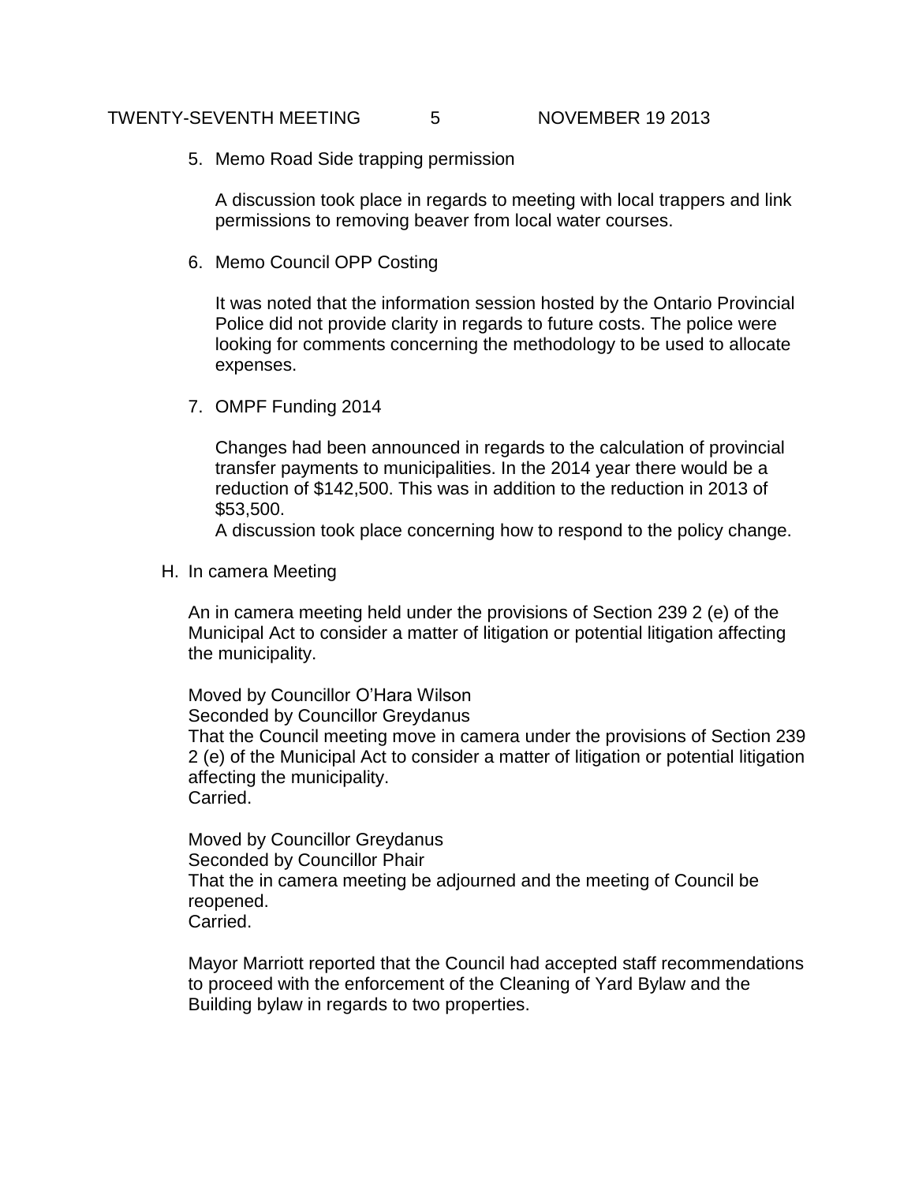5. Memo Road Side trapping permission

   A discussion took place in regards to meeting with local trappers and link permissions to removing beaver from local water courses.

6. Memo Council OPP Costing

   It was noted that the information session hosted by the Ontario Provincial Police did not provide clarity in regards to future costs. The police were looking for comments concerning the methodology to be used to allocate expenses.

7. OMPF Funding 2014

   Changes had been announced in regards to the calculation of provincial transfer payments to municipalities. In the 2014 year there would be a reduction of $142,500. This was in addition to the reduction in 2013 of $53,500.
   A discussion took place concerning how to respond to the policy change.

H. In camera Meeting

An in camera meeting held under the provisions of Section 239 2 (e) of the Municipal Act to consider a matter of litigation or potential litigation affecting the municipality.

Moved by Councillor O'Hara Wilson
Seconded by Councillor Greydanus
That the Council meeting move in camera under the provisions of Section 239 2 (e) of the Municipal Act to consider a matter of litigation or potential litigation affecting the municipality.
Carried.

Moved by Councillor Greydanus
Seconded by Councillor Phair
That the in camera meeting be adjourned and the meeting of Council be reopened.
Carried.

Mayor Marriott reported that the Council had accepted staff recommendations to proceed with the enforcement of the Cleaning of Yard Bylaw and the Building bylaw in regards to two properties.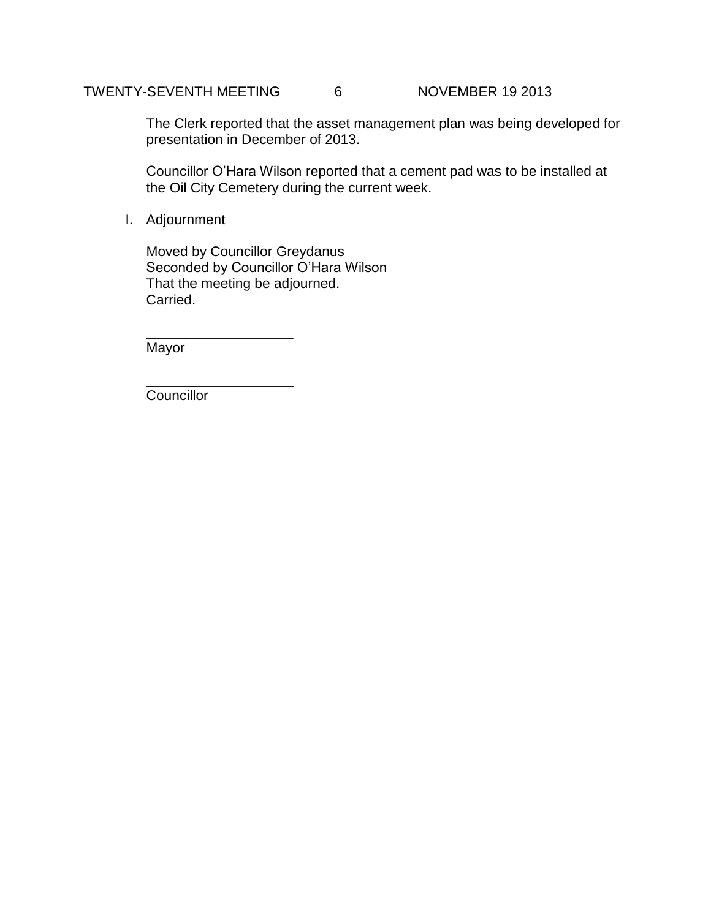The Clerk reported that the asset management plan was being developed for presentation in December of 2013.

Councillor O'Hara Wilson reported that a cement pad was to be installed at the Oil City Cemetery during the current week.

I. Adjournment

Moved by Councillor Greydanus
Seconded by Councillor O'Hara Wilson
That the meeting be adjourned.
Carried.

___________________
Mayor

___________________
Councillor